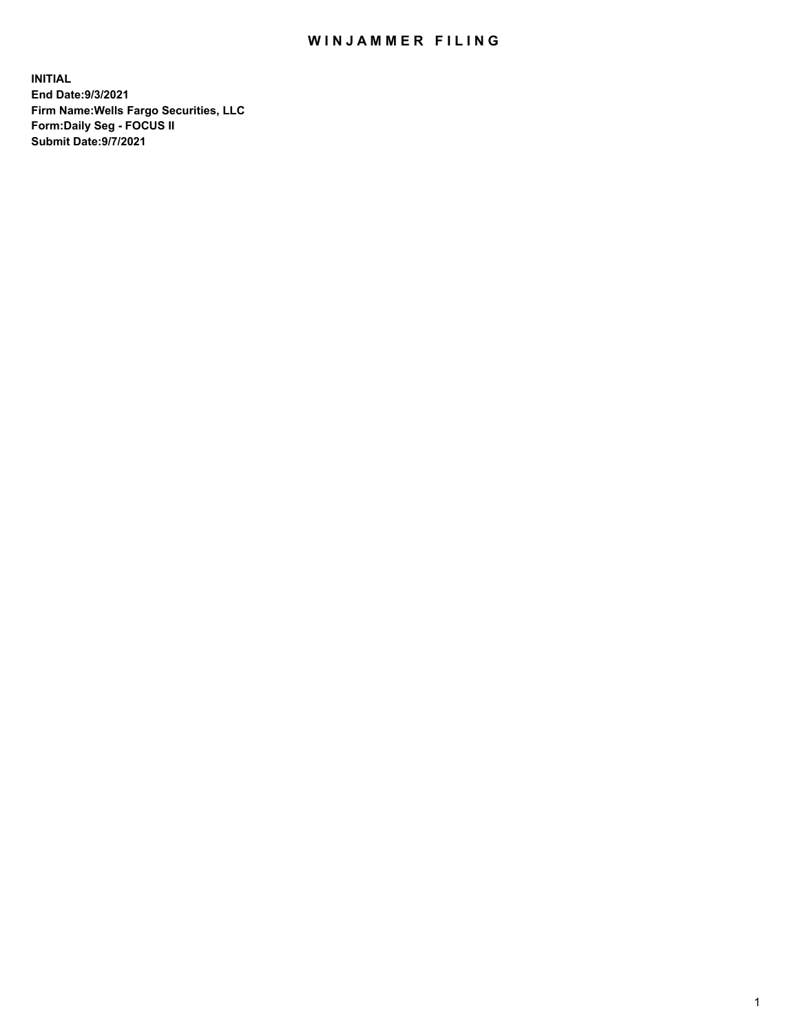# WINJAMMER FILING

**INITIAL**
**End Date:9/3/2021**
**Firm Name:Wells Fargo Securities, LLC**
**Form:Daily Seg - FOCUS II**
**Submit Date:9/7/2021**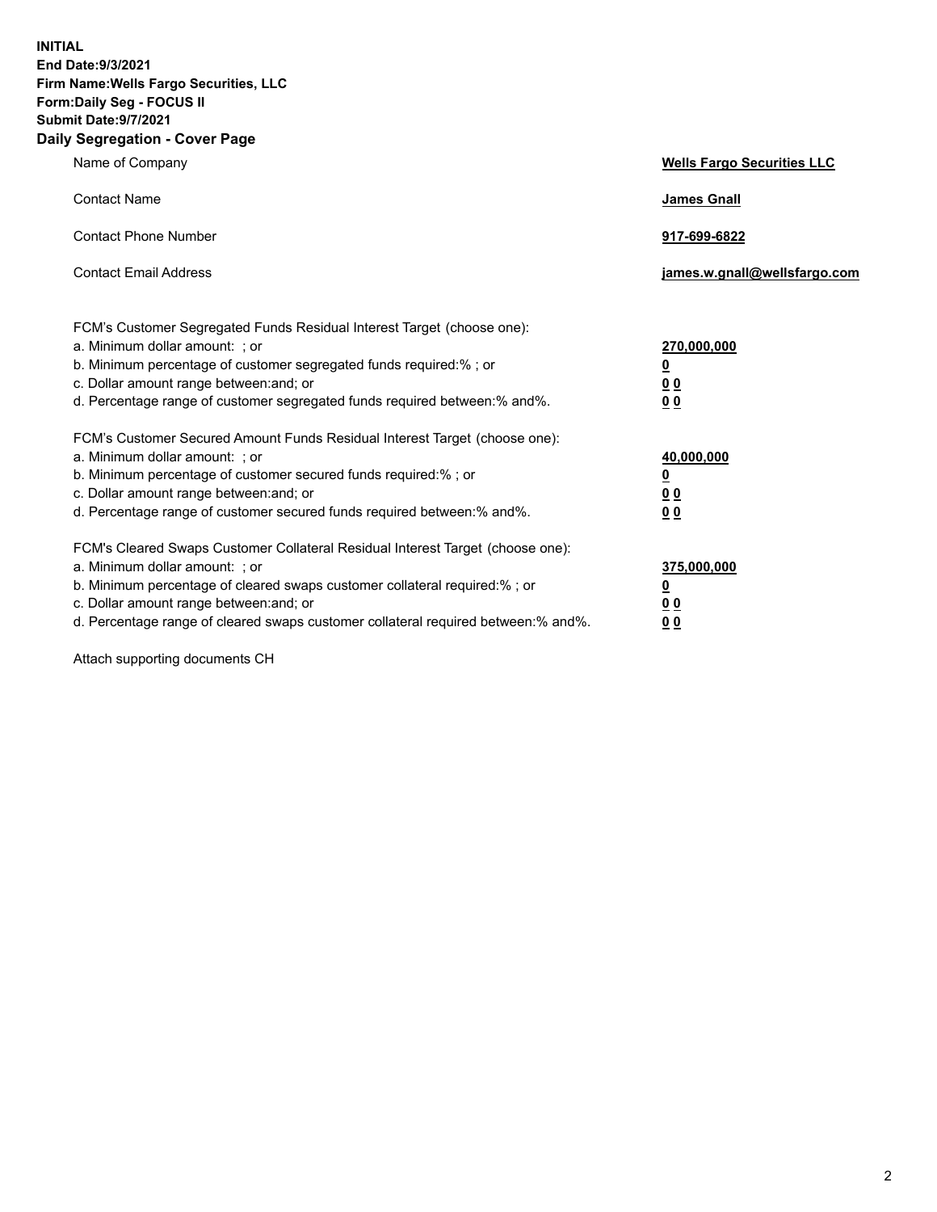**INITIAL**
**End Date:9/3/2021**
**Firm Name:Wells Fargo Securities, LLC**
**Form:Daily Seg - FOCUS II**
**Submit Date:9/7/2021**

## Daily Segregation - Cover Page

| | |
|---|---|
| Name of Company | **Wells Fargo Securities LLC** |
| Contact Name | **James Gnall** |
| Contact Phone Number | **917-699-6822** |
| Contact Email Address | **james.w.gnall@wellsfargo.com** |

| | |
|---|---|
| FCM's Customer Segregated Funds Residual Interest Target (choose one): | |
| a. Minimum dollar amount: ; or | **270,000,000** |
| b. Minimum percentage of customer segregated funds required:% ; or | **0** |
| c. Dollar amount range between:and; or | **0 0** |
| d. Percentage range of customer segregated funds required between:% and%. | **0 0** |

| | |
|---|---|
| FCM's Customer Secured Amount Funds Residual Interest Target (choose one): | |
| a. Minimum dollar amount: ; or | **40,000,000** |
| b. Minimum percentage of customer secured funds required:% ; or | **0** |
| c. Dollar amount range between:and; or | **0 0** |
| d. Percentage range of customer secured funds required between:% and%. | **0 0** |

| | |
|---|---|
| FCM's Cleared Swaps Customer Collateral Residual Interest Target (choose one): | |
| a. Minimum dollar amount: ; or | **375,000,000** |
| b. Minimum percentage of cleared swaps customer collateral required:% ; or | **0** |
| c. Dollar amount range between:and; or | **0 0** |
| d. Percentage range of cleared swaps customer collateral required between:% and%. | **0 0** |

Attach supporting documents CH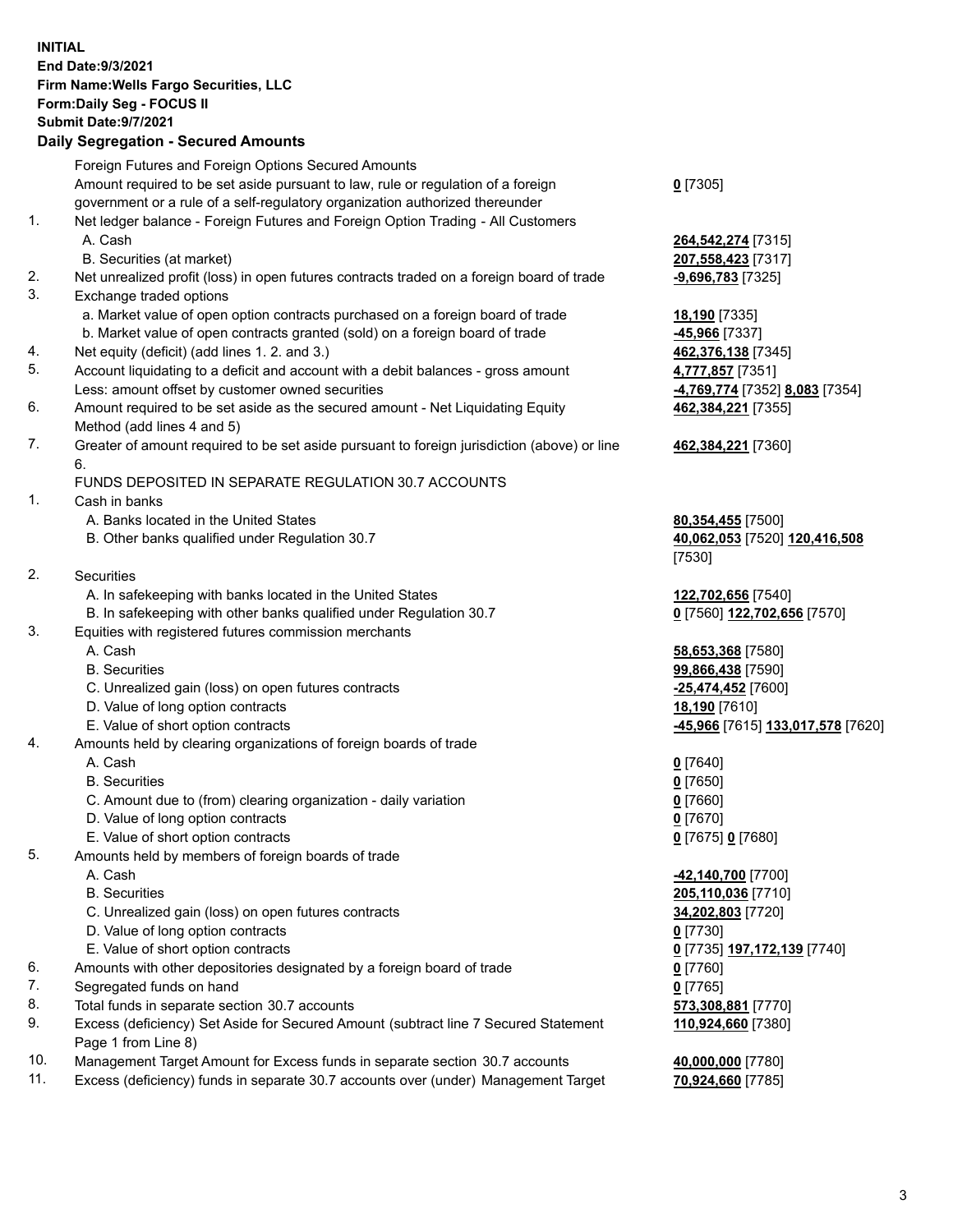**INITIAL**
**End Date:9/3/2021**
**Firm Name:Wells Fargo Securities, LLC**
**Form:Daily Seg - FOCUS II**
**Submit Date:9/7/2021**

## Daily Segregation - Secured Amounts

| | | |
|---|---|---|
| | Foreign Futures and Foreign Options Secured Amounts | |
| | Amount required to be set aside pursuant to law, rule or regulation of a foreign government or a rule of a self-regulatory organization authorized thereunder | **0** [7305] |
| 1. | Net ledger balance - Foreign Futures and Foreign Option Trading - All Customers | |
| | A. Cash | **264,542,274** [7315] |
| | B. Securities (at market) | **207,558,423** [7317] |
| 2. | Net unrealized profit (loss) in open futures contracts traded on a foreign board of trade | **-9,696,783** [7325] |
| 3. | Exchange traded options | |
| | a. Market value of open option contracts purchased on a foreign board of trade | **18,190** [7335] |
| | b. Market value of open contracts granted (sold) on a foreign board of trade | **-45,966** [7337] |
| 4. | Net equity (deficit) (add lines 1. 2. and 3.) | **462,376,138** [7345] |
| 5. | Account liquidating to a deficit and account with a debit balances - gross amount | **4,777,857** [7351] |
| | Less: amount offset by customer owned securities | **-4,769,774** [7352] **8,083** [7354] |
| 6. | Amount required to be set aside as the secured amount - Net Liquidating Equity Method (add lines 4 and 5) | **462,384,221** [7355] |
| 7. | Greater of amount required to be set aside pursuant to foreign jurisdiction (above) or line 6. | **462,384,221** [7360] |
| | FUNDS DEPOSITED IN SEPARATE REGULATION 30.7 ACCOUNTS | |
| 1. | Cash in banks | |
| | A. Banks located in the United States | **80,354,455** [7500] |
| | B. Other banks qualified under Regulation 30.7 | **40,062,053** [7520] **120,416,508** [7530] |
| 2. | Securities | |
| | A. In safekeeping with banks located in the United States | **122,702,656** [7540] |
| | B. In safekeeping with other banks qualified under Regulation 30.7 | **0** [7560] **122,702,656** [7570] |
| 3. | Equities with registered futures commission merchants | |
| | A. Cash | **58,653,368** [7580] |
| | B. Securities | **99,866,438** [7590] |
| | C. Unrealized gain (loss) on open futures contracts | **-25,474,452** [7600] |
| | D. Value of long option contracts | **18,190** [7610] |
| | E. Value of short option contracts | **-45,966** [7615] **133,017,578** [7620] |
| 4. | Amounts held by clearing organizations of foreign boards of trade | |
| | A. Cash | **0** [7640] |
| | B. Securities | **0** [7650] |
| | C. Amount due to (from) clearing organization - daily variation | **0** [7660] |
| | D. Value of long option contracts | **0** [7670] |
| | E. Value of short option contracts | **0** [7675] **0** [7680] |
| 5. | Amounts held by members of foreign boards of trade | |
| | A. Cash | **-42,140,700** [7700] |
| | B. Securities | **205,110,036** [7710] |
| | C. Unrealized gain (loss) on open futures contracts | **34,202,803** [7720] |
| | D. Value of long option contracts | **0** [7730] |
| | E. Value of short option contracts | **0** [7735] **197,172,139** [7740] |
| 6. | Amounts with other depositories designated by a foreign board of trade | **0** [7760] |
| 7. | Segregated funds on hand | **0** [7765] |
| 8. | Total funds in separate section 30.7 accounts | **573,308,881** [7770] |
| 9. | Excess (deficiency) Set Aside for Secured Amount (subtract line 7 Secured Statement Page 1 from Line 8) | **110,924,660** [7380] |
| 10. | Management Target Amount for Excess funds in separate section 30.7 accounts | **40,000,000** [7780] |
| 11. | Excess (deficiency) funds in separate 30.7 accounts over (under) Management Target | **70,924,660** [7785] |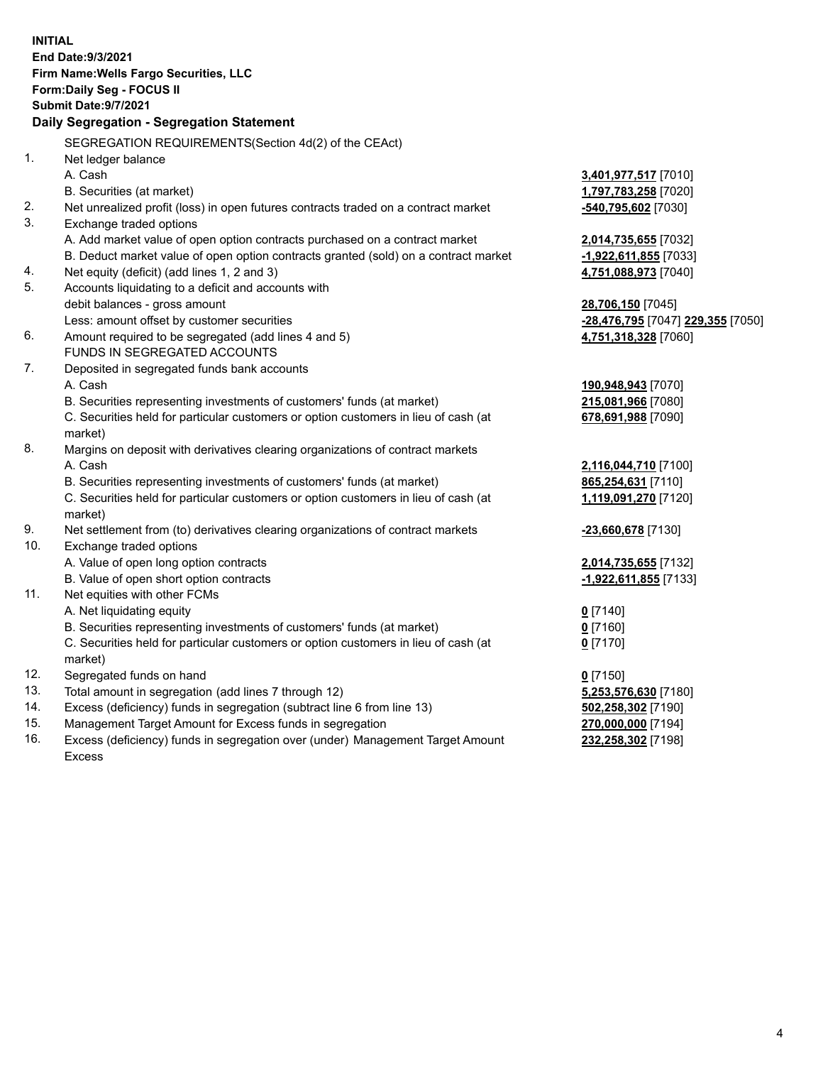**INITIAL**
**End Date:9/3/2021**
**Firm Name:Wells Fargo Securities, LLC**
**Form:Daily Seg - FOCUS II**
**Submit Date:9/7/2021**

### Daily Segregation - Segregation Statement

SEGREGATION REQUIREMENTS(Section 4d(2) of the CEAct)

| | | |
|---|---|---|
| 1. | Net ledger balance | |
| | A. Cash | **3,401,977,517** [7010] |
| | B. Securities (at market) | **1,797,783,258** [7020] |
| 2. | Net unrealized profit (loss) in open futures contracts traded on a contract market | **-540,795,602** [7030] |
| 3. | Exchange traded options | |
| | A. Add market value of open option contracts purchased on a contract market | **2,014,735,655** [7032] |
| | B. Deduct market value of open option contracts granted (sold) on a contract market | **-1,922,611,855** [7033] |
| 4. | Net equity (deficit) (add lines 1, 2 and 3) | **4,751,088,973** [7040] |
| 5. | Accounts liquidating to a deficit and accounts with | |
| | debit balances - gross amount | **28,706,150** [7045] |
| | Less: amount offset by customer securities | **-28,476,795** [7047] **229,355** [7050] |
| 6. | Amount required to be segregated (add lines 4 and 5) | **4,751,318,328** [7060] |
| | FUNDS IN SEGREGATED ACCOUNTS | |
| 7. | Deposited in segregated funds bank accounts | |
| | A. Cash | **190,948,943** [7070] |
| | B. Securities representing investments of customers' funds (at market) | **215,081,966** [7080] |
| | C. Securities held for particular customers or option customers in lieu of cash (at market) | **678,691,988** [7090] |
| 8. | Margins on deposit with derivatives clearing organizations of contract markets | |
| | A. Cash | **2,116,044,710** [7100] |
| | B. Securities representing investments of customers' funds (at market) | **865,254,631** [7110] |
| | C. Securities held for particular customers or option customers in lieu of cash (at market) | **1,119,091,270** [7120] |
| 9. | Net settlement from (to) derivatives clearing organizations of contract markets | **-23,660,678** [7130] |
| 10. | Exchange traded options | |
| | A. Value of open long option contracts | **2,014,735,655** [7132] |
| | B. Value of open short option contracts | **-1,922,611,855** [7133] |
| 11. | Net equities with other FCMs | |
| | A. Net liquidating equity | **0** [7140] |
| | B. Securities representing investments of customers' funds (at market) | **0** [7160] |
| | C. Securities held for particular customers or option customers in lieu of cash (at market) | **0** [7170] |
| 12. | Segregated funds on hand | **0** [7150] |
| 13. | Total amount in segregation (add lines 7 through 12) | **5,253,576,630** [7180] |
| 14. | Excess (deficiency) funds in segregation (subtract line 6 from line 13) | **502,258,302** [7190] |
| 15. | Management Target Amount for Excess funds in segregation | **270,000,000** [7194] |
| 16. | Excess (deficiency) funds in segregation over (under) Management Target Amount Excess | **232,258,302** [7198] |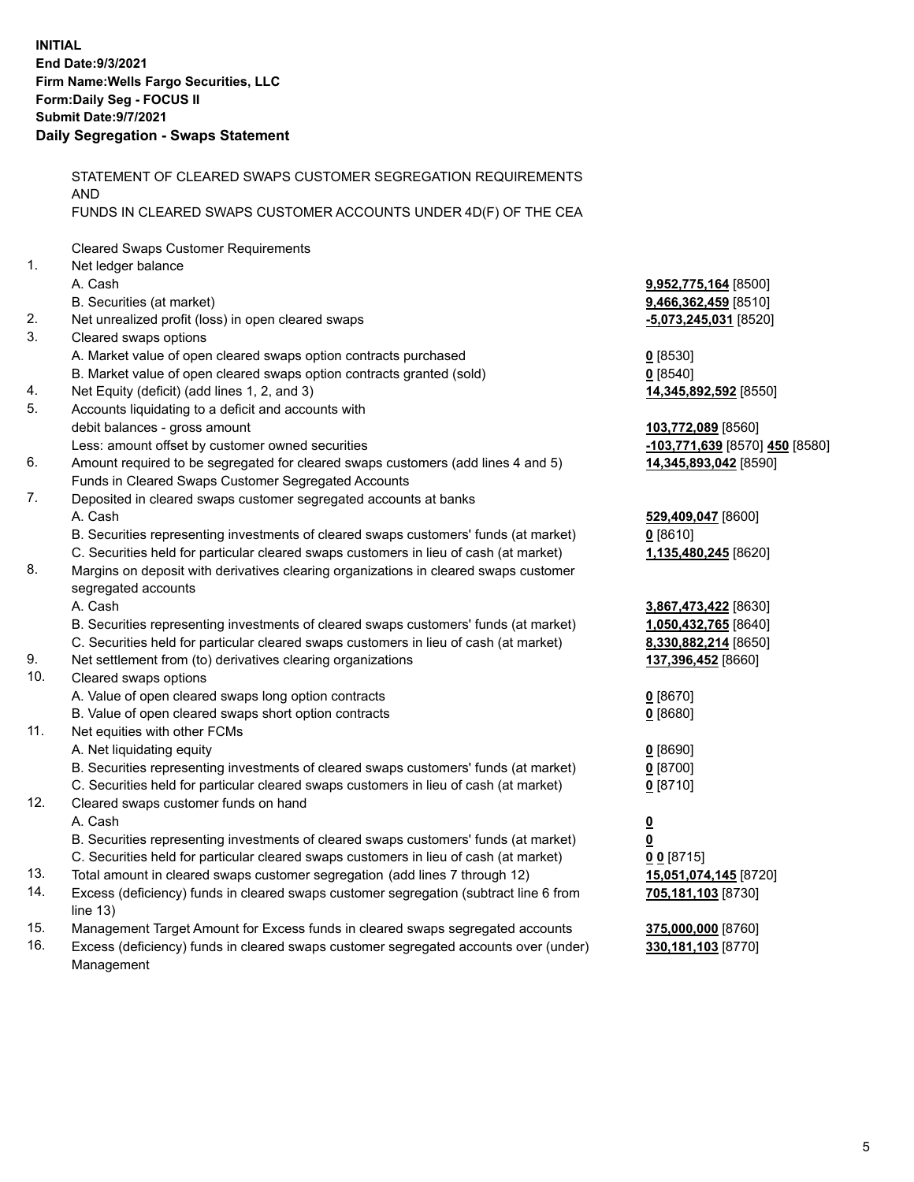**INITIAL**
**End Date:9/3/2021**
**Firm Name:Wells Fargo Securities, LLC**
**Form:Daily Seg - FOCUS II**
**Submit Date:9/7/2021**
**Daily Segregation - Swaps Statement**

STATEMENT OF CLEARED SWAPS CUSTOMER SEGREGATION REQUIREMENTS AND
FUNDS IN CLEARED SWAPS CUSTOMER ACCOUNTS UNDER 4D(F) OF THE CEA

| | | |
|---|---|---|
| | Cleared Swaps Customer Requirements | |
| 1. | Net ledger balance | |
| | A. Cash | **9,952,775,164** [8500] |
| | B. Securities (at market) | **9,466,362,459** [8510] |
| 2. | Net unrealized profit (loss) in open cleared swaps | **-5,073,245,031** [8520] |
| 3. | Cleared swaps options | |
| | A. Market value of open cleared swaps option contracts purchased | **0** [8530] |
| | B. Market value of open cleared swaps option contracts granted (sold) | **0** [8540] |
| 4. | Net Equity (deficit) (add lines 1, 2, and 3) | **14,345,892,592** [8550] |
| 5. | Accounts liquidating to a deficit and accounts with debit balances - gross amount | **103,772,089** [8560] |
| | Less: amount offset by customer owned securities | **-103,771,639** [8570] **450** [8580] |
| 6. | Amount required to be segregated for cleared swaps customers (add lines 4 and 5) | **14,345,893,042** [8590] |
| | Funds in Cleared Swaps Customer Segregated Accounts | |
| 7. | Deposited in cleared swaps customer segregated accounts at banks | |
| | A. Cash | **529,409,047** [8600] |
| | B. Securities representing investments of cleared swaps customers' funds (at market) | **0** [8610] |
| | C. Securities held for particular cleared swaps customers in lieu of cash (at market) | **1,135,480,245** [8620] |
| 8. | Margins on deposit with derivatives clearing organizations in cleared swaps customer segregated accounts | |
| | A. Cash | **3,867,473,422** [8630] |
| | B. Securities representing investments of cleared swaps customers' funds (at market) | **1,050,432,765** [8640] |
| | C. Securities held for particular cleared swaps customers in lieu of cash (at market) | **8,330,882,214** [8650] |
| 9. | Net settlement from (to) derivatives clearing organizations | **137,396,452** [8660] |
| 10. | Cleared swaps options | |
| | A. Value of open cleared swaps long option contracts | **0** [8670] |
| | B. Value of open cleared swaps short option contracts | **0** [8680] |
| 11. | Net equities with other FCMs | |
| | A. Net liquidating equity | **0** [8690] |
| | B. Securities representing investments of cleared swaps customers' funds (at market) | **0** [8700] |
| | C. Securities held for particular cleared swaps customers in lieu of cash (at market) | **0** [8710] |
| 12. | Cleared swaps customer funds on hand | |
| | A. Cash | **0** |
| | B. Securities representing investments of cleared swaps customers' funds (at market) | **0** |
| | C. Securities held for particular cleared swaps customers in lieu of cash (at market) | **0** **0** [8715] |
| 13. | Total amount in cleared swaps customer segregation (add lines 7 through 12) | **15,051,074,145** [8720] |
| 14. | Excess (deficiency) funds in cleared swaps customer segregation (subtract line 6 from line 13) | **705,181,103** [8730] |
| 15. | Management Target Amount for Excess funds in cleared swaps segregated accounts | **375,000,000** [8760] |
| 16. | Excess (deficiency) funds in cleared swaps customer segregated accounts over (under) Management | **330,181,103** [8770] |